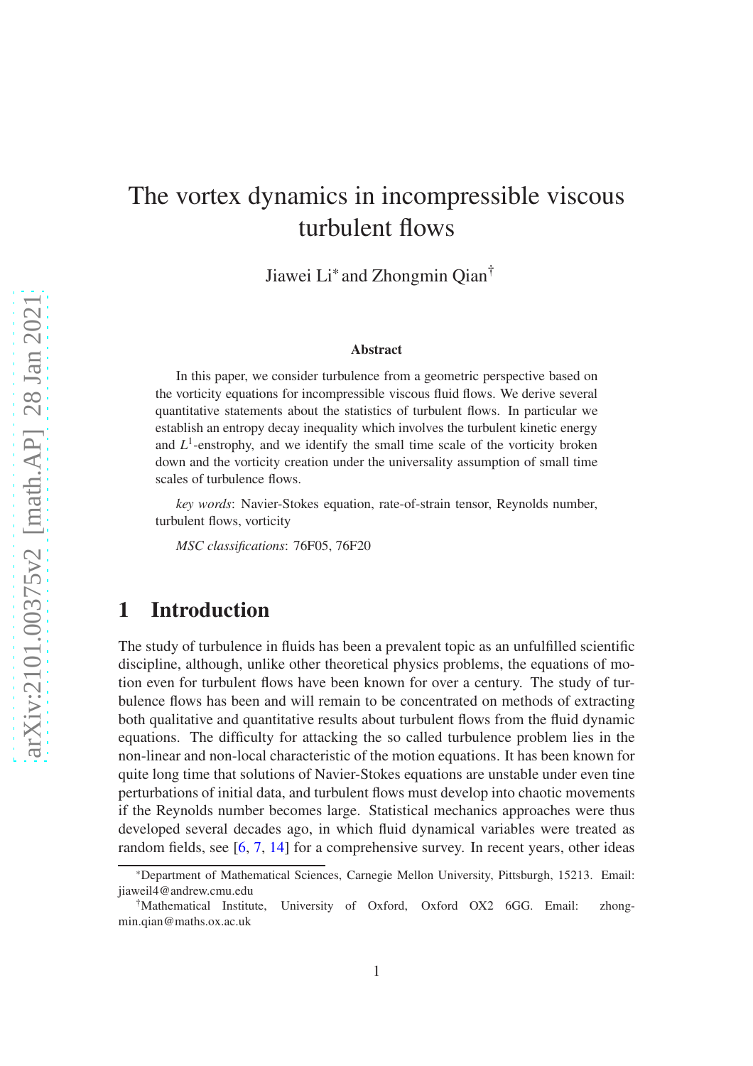# The vortex dynamics in incompressible viscous turbulent flows

Jiawei Li* and Zhongmin Qian†

### Abstract

In this paper, we consider turbulence from a geometric perspective based on the vorticity equations for incompressible viscous fluid flows. We derive several quantitative statements about the statistics of turbulent flows. In particular we establish an entropy decay inequality which involves the turbulent kinetic energy and $L^1$-enstrophy, and we identify the small time scale of the vorticity broken down and the vorticity creation under the universality assumption of small time scales of turbulence flows.

*key words*: Navier-Stokes equation, rate-of-strain tensor, Reynolds number, turbulent flows, vorticity

*MSC classifications*: 76F05, 76F20

## 1 Introduction

The study of turbulence in fluids has been a prevalent topic as an unfulfilled scientific discipline, although, unlike other theoretical physics problems, the equations of motion even for turbulent flows have been known for over a century. The study of turbulence flows has been and will remain to be concentrated on methods of extracting both qualitative and quantitative results about turbulent flows from the fluid dynamic equations. The difficulty for attacking the so called turbulence problem lies in the non-linear and non-local characteristic of the motion equations. It has been known for quite long time that solutions of Navier-Stokes equations are unstable under even tine perturbations of initial data, and turbulent flows must develop into chaotic movements if the Reynolds number becomes large. Statistical mechanics approaches were thus developed several decades ago, in which fluid dynamical variables were treated as random fields, see [6, 7, 14] for a comprehensive survey. In recent years, other ideas

---

*Department of Mathematical Sciences, Carnegie Mellon University, Pittsburgh, 15213. Email: jiaweil4@andrew.cmu.edu

†Mathematical Institute, University of Oxford, Oxford OX2 6GG. Email: zhongmin.qian@maths.ox.ac.uk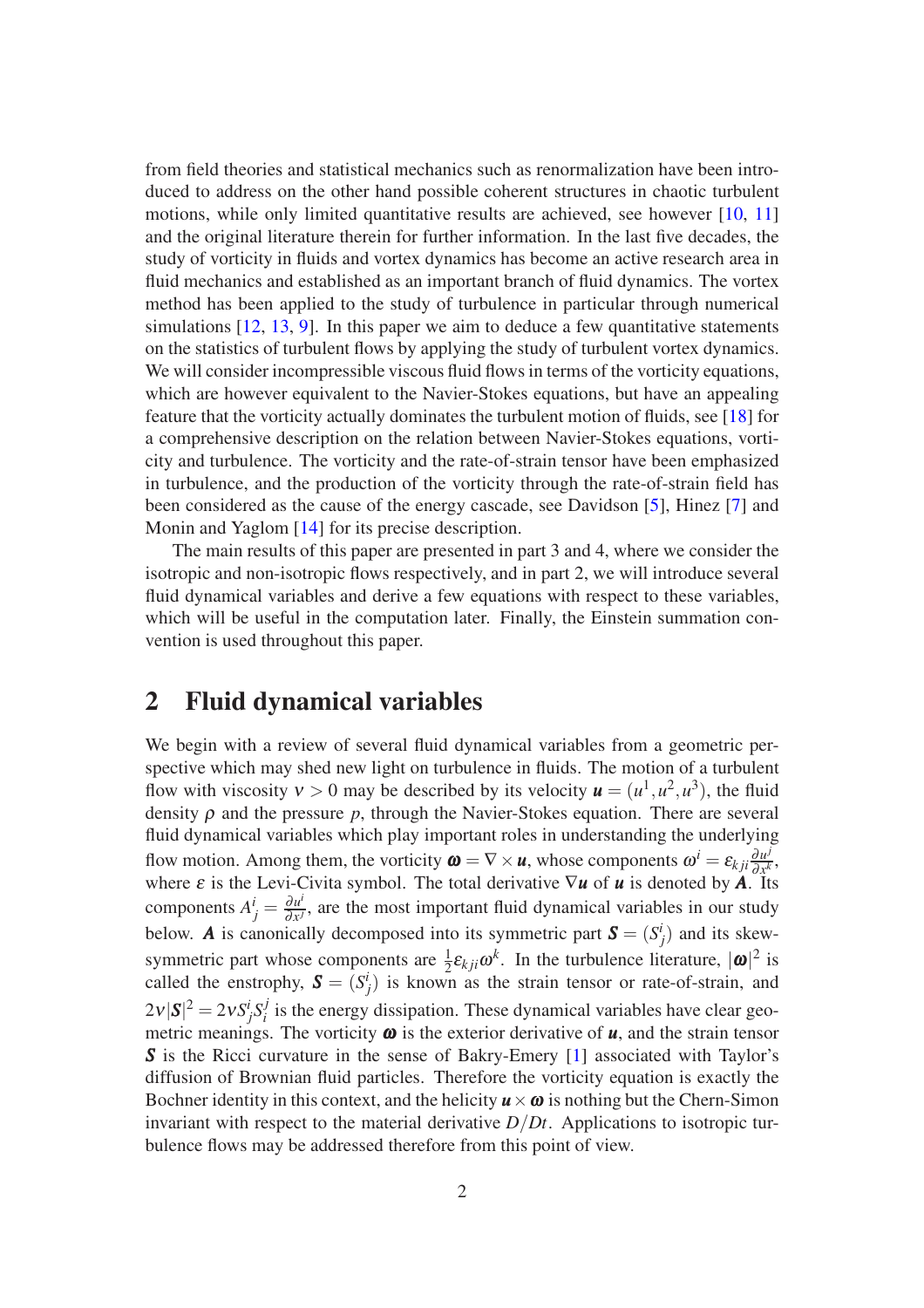from field theories and statistical mechanics such as renormalization have been introduced to address on the other hand possible coherent structures in chaotic turbulent motions, while only limited quantitative results are achieved, see however [10, 11] and the original literature therein for further information. In the last five decades, the study of vorticity in fluids and vortex dynamics has become an active research area in fluid mechanics and established as an important branch of fluid dynamics. The vortex method has been applied to the study of turbulence in particular through numerical simulations [12, 13, 9]. In this paper we aim to deduce a few quantitative statements on the statistics of turbulent flows by applying the study of turbulent vortex dynamics. We will consider incompressible viscous fluid flows in terms of the vorticity equations, which are however equivalent to the Navier-Stokes equations, but have an appealing feature that the vorticity actually dominates the turbulent motion of fluids, see [18] for a comprehensive description on the relation between Navier-Stokes equations, vorticity and turbulence. The vorticity and the rate-of-strain tensor have been emphasized in turbulence, and the production of the vorticity through the rate-of-strain field has been considered as the cause of the energy cascade, see Davidson [5], Hinez [7] and Monin and Yaglom [14] for its precise description.

The main results of this paper are presented in part 3 and 4, where we consider the isotropic and non-isotropic flows respectively, and in part 2, we will introduce several fluid dynamical variables and derive a few equations with respect to these variables, which will be useful in the computation later. Finally, the Einstein summation convention is used throughout this paper.

## 2 Fluid dynamical variables

We begin with a review of several fluid dynamical variables from a geometric perspective which may shed new light on turbulence in fluids. The motion of a turbulent flow with viscosity $\nu > 0$ may be described by its velocity $\boldsymbol{u} = (u^1, u^2, u^3)$, the fluid density $\rho$ and the pressure $p$, through the Navier-Stokes equation. There are several fluid dynamical variables which play important roles in understanding the underlying flow motion. Among them, the vorticity $\boldsymbol{\omega} = \nabla \times \boldsymbol{u}$, whose components $\omega^i = \varepsilon_{kji} \frac{\partial u^j}{\partial x^k}$, where $\varepsilon$ is the Levi-Civita symbol. The total derivative $\nabla \boldsymbol{u}$ of $\boldsymbol{u}$ is denoted by $\boldsymbol{A}$. Its components $A^i_j = \frac{\partial u^i}{\partial x^j}$, are the most important fluid dynamical variables in our study below. $\boldsymbol{A}$ is canonically decomposed into its symmetric part $\boldsymbol{S} = (S^i_j)$ and its skew-symmetric part whose components are $\frac{1}{2}\varepsilon_{kji}\omega^k$. In the turbulence literature, $|\boldsymbol{\omega}|^2$ is called the enstrophy, $\boldsymbol{S} = (S^i_j)$ is known as the strain tensor or rate-of-strain, and $2\nu|\boldsymbol{S}|^2 = 2\nu S^i_j S^j_i$ is the energy dissipation. These dynamical variables have clear geometric meanings. The vorticity $\boldsymbol{\omega}$ is the exterior derivative of $\boldsymbol{u}$, and the strain tensor $\boldsymbol{S}$ is the Ricci curvature in the sense of Bakry-Emery [1] associated with Taylor's diffusion of Brownian fluid particles. Therefore the vorticity equation is exactly the Bochner identity in this context, and the helicity $\boldsymbol{u} \times \boldsymbol{\omega}$ is nothing but the Chern-Simon invariant with respect to the material derivative $D/Dt$. Applications to isotropic turbulence flows may be addressed therefore from this point of view.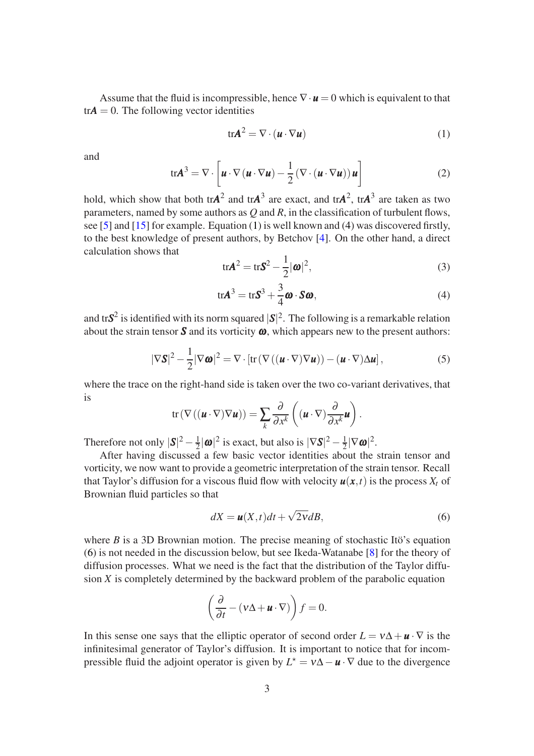Assume that the fluid is incompressible, hence $\nabla \cdot \boldsymbol{u} = 0$ which is equivalent to that $\mathrm{tr}\boldsymbol{A} = 0$. The following vector identities

$$\mathrm{tr}\boldsymbol{A}^2 = \nabla \cdot (\boldsymbol{u} \cdot \nabla \boldsymbol{u}) \tag{1}$$

and

$$\mathrm{tr}\boldsymbol{A}^3 = \nabla \cdot \left[ \boldsymbol{u} \cdot \nabla (\boldsymbol{u} \cdot \nabla \boldsymbol{u}) - \frac{1}{2} (\nabla \cdot (\boldsymbol{u} \cdot \nabla \boldsymbol{u})) \boldsymbol{u} \right] \tag{2}$$

hold, which show that both $\mathrm{tr}\boldsymbol{A}^2$ and $\mathrm{tr}\boldsymbol{A}^3$ are exact, and $\mathrm{tr}\boldsymbol{A}^2$, $\mathrm{tr}\boldsymbol{A}^3$ are taken as two parameters, named by some authors as $Q$ and $R$, in the classification of turbulent flows, see [5] and [15] for example. Equation (1) is well known and (4) was discovered firstly, to the best knowledge of present authors, by Betchov [4]. On the other hand, a direct calculation shows that

$$\mathrm{tr}\boldsymbol{A}^2 = \mathrm{tr}\boldsymbol{S}^2 - \frac{1}{2}|\boldsymbol{\omega}|^2, \tag{3}$$

$$\mathrm{tr}\boldsymbol{A}^3 = \mathrm{tr}\boldsymbol{S}^3 + \frac{3}{4}\boldsymbol{\omega} \cdot \boldsymbol{S}\boldsymbol{\omega}, \tag{4}$$

and $\mathrm{tr}\boldsymbol{S}^2$ is identified with its norm squared $|\boldsymbol{S}|^2$. The following is a remarkable relation about the strain tensor $\boldsymbol{S}$ and its vorticity $\boldsymbol{\omega}$, which appears new to the present authors:

$$|\nabla \boldsymbol{S}|^2 - \frac{1}{2}|\nabla \boldsymbol{\omega}|^2 = \nabla \cdot \left[ \mathrm{tr}\left( \nabla \left( (\boldsymbol{u} \cdot \nabla) \nabla \boldsymbol{u} \right) \right) - (\boldsymbol{u} \cdot \nabla) \Delta \boldsymbol{u} \right], \tag{5}$$

where the trace on the right-hand side is taken over the two co-variant derivatives, that is

$$\mathrm{tr}\left( \nabla \left( (\boldsymbol{u} \cdot \nabla) \nabla \boldsymbol{u} \right) \right) = \sum_k \frac{\partial}{\partial x^k} \left( (\boldsymbol{u} \cdot \nabla) \frac{\partial}{\partial x^k} \boldsymbol{u} \right).$$

Therefore not only $|\boldsymbol{S}|^2 - \frac{1}{2}|\boldsymbol{\omega}|^2$ is exact, but also is $|\nabla \boldsymbol{S}|^2 - \frac{1}{2}|\nabla \boldsymbol{\omega}|^2$.

After having discussed a few basic vector identities about the strain tensor and vorticity, we now want to provide a geometric interpretation of the strain tensor. Recall that Taylor's diffusion for a viscous fluid flow with velocity $\boldsymbol{u}(\boldsymbol{x}, t)$ is the process $X_t$ of Brownian fluid particles so that

$$dX = \boldsymbol{u}(X, t)dt + \sqrt{2\nu}dB, \tag{6}$$

where $B$ is a 3D Brownian motion. The precise meaning of stochastic Itö's equation (6) is not needed in the discussion below, but see Ikeda-Watanabe [8] for the theory of diffusion processes. What we need is the fact that the distribution of the Taylor diffusion $X$ is completely determined by the backward problem of the parabolic equation

$$\left( \frac{\partial}{\partial t} - (\nu\Delta + \boldsymbol{u} \cdot \nabla) \right) f = 0.$$

In this sense one says that the elliptic operator of second order $L = \nu\Delta + \boldsymbol{u} \cdot \nabla$ is the infinitesimal generator of Taylor's diffusion. It is important to notice that for incompressible fluid the adjoint operator is given by $L^{\star} = \nu\Delta - \boldsymbol{u} \cdot \nabla$ due to the divergence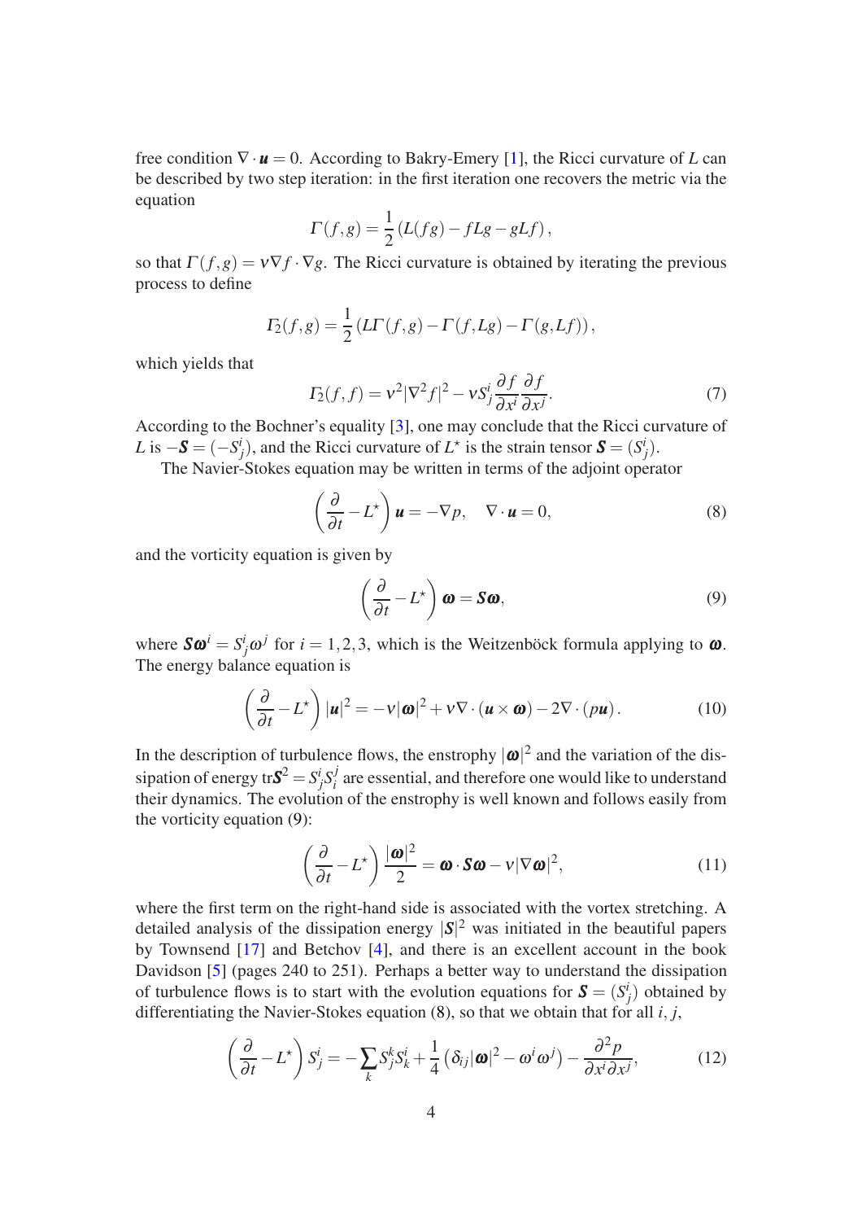free condition $\nabla \cdot \boldsymbol{u} = 0$. According to Bakry-Emery [1], the Ricci curvature of $L$ can be described by two step iteration: in the first iteration one recovers the metric via the equation

$$\Gamma(f,g) = \frac{1}{2}\left(L(fg) - fLg - gLf\right),$$

so that $\Gamma(f,g) = \nu \nabla f \cdot \nabla g$. The Ricci curvature is obtained by iterating the previous process to define

$$\Gamma_2(f,g) = \frac{1}{2}\left(L\Gamma(f,g) - \Gamma(f,Lg) - \Gamma(g,Lf)\right),$$

which yields that

$$\Gamma_2(f,f) = \nu^2 |\nabla^2 f|^2 - \nu S^i_j \frac{\partial f}{\partial x^i}\frac{\partial f}{\partial x^j}. \tag{7}$$

According to the Bochner's equality [3], one may conclude that the Ricci curvature of $L$ is $-\boldsymbol{S} = (-S^i_j)$, and the Ricci curvature of $L^\star$ is the strain tensor $\boldsymbol{S} = (S^i_j)$.

The Navier-Stokes equation may be written in terms of the adjoint operator

$$\left(\frac{\partial}{\partial t} - L^\star\right)\boldsymbol{u} = -\nabla p, \quad \nabla \cdot \boldsymbol{u} = 0, \tag{8}$$

and the vorticity equation is given by

$$\left(\frac{\partial}{\partial t} - L^\star\right)\boldsymbol{\omega} = \boldsymbol{S}\boldsymbol{\omega}, \tag{9}$$

where $\boldsymbol{S}\boldsymbol{\omega}^i = S^i_j \omega^j$ for $i = 1,2,3$, which is the Weitzenböck formula applying to $\boldsymbol{\omega}$. The energy balance equation is

$$\left(\frac{\partial}{\partial t} - L^\star\right)|\boldsymbol{u}|^2 = -\nu|\boldsymbol{\omega}|^2 + \nu\nabla\cdot(\boldsymbol{u}\times\boldsymbol{\omega}) - 2\nabla\cdot(p\boldsymbol{u}). \tag{10}$$

In the description of turbulence flows, the enstrophy $|\boldsymbol{\omega}|^2$ and the variation of the dissipation of energy $\mathrm{tr}\boldsymbol{S}^2 = S^i_j S^j_i$ are essential, and therefore one would like to understand their dynamics. The evolution of the enstrophy is well known and follows easily from the vorticity equation (9):

$$\left(\frac{\partial}{\partial t} - L^\star\right)\frac{|\boldsymbol{\omega}|^2}{2} = \boldsymbol{\omega}\cdot\boldsymbol{S}\boldsymbol{\omega} - \nu|\nabla\boldsymbol{\omega}|^2, \tag{11}$$

where the first term on the right-hand side is associated with the vortex stretching. A detailed analysis of the dissipation energy $|\boldsymbol{S}|^2$ was initiated in the beautiful papers by Townsend [17] and Betchov [4], and there is an excellent account in the book Davidson [5] (pages 240 to 251). Perhaps a better way to understand the dissipation of turbulence flows is to start with the evolution equations for $\boldsymbol{S} = (S^i_j)$ obtained by differentiating the Navier-Stokes equation (8), so that we obtain that for all $i, j$,

$$\left(\frac{\partial}{\partial t} - L^\star\right)S^i_j = -\sum_k S^k_j S^i_k + \frac{1}{4}\left(\delta_{ij}|\boldsymbol{\omega}|^2 - \omega^i\omega^j\right) - \frac{\partial^2 p}{\partial x^i \partial x^j}, \tag{12}$$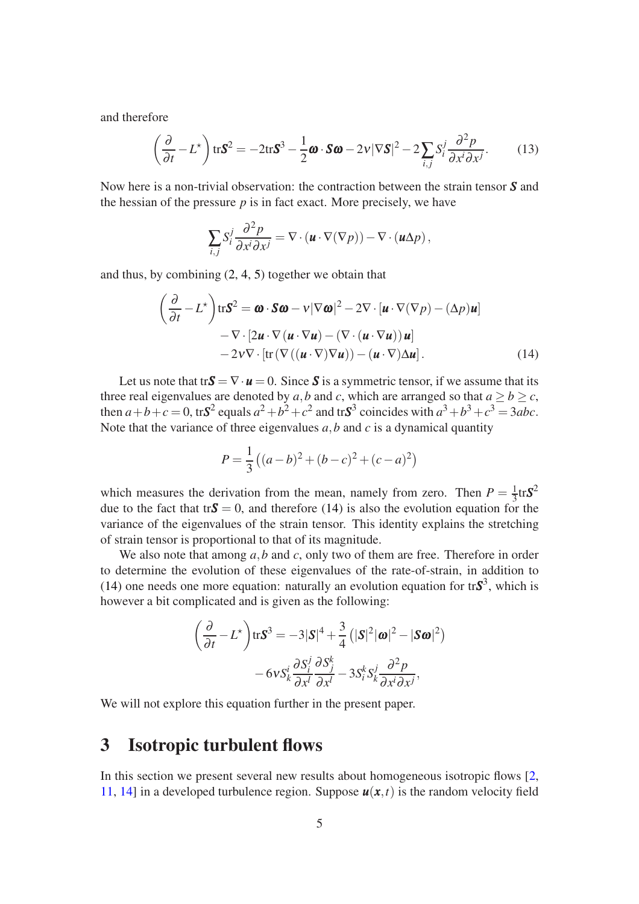and therefore

$$\left(\frac{\partial}{\partial t} - L^{\star}\right)\mathrm{tr}\boldsymbol{S}^2 = -2\mathrm{tr}\boldsymbol{S}^3 - \frac{1}{2}\boldsymbol{\omega}\cdot\boldsymbol{S}\boldsymbol{\omega} - 2\nu|\nabla\boldsymbol{S}|^2 - 2\sum_{i,j} S_i^j \frac{\partial^2 p}{\partial x^i \partial x^j}. \tag{13}$$

Now here is a non-trivial observation: the contraction between the strain tensor $\boldsymbol{S}$ and the hessian of the pressure $p$ is in fact exact. More precisely, we have

$$\sum_{i,j} S_i^j \frac{\partial^2 p}{\partial x^i \partial x^j} = \nabla\cdot(\boldsymbol{u}\cdot\nabla(\nabla p)) - \nabla\cdot(\boldsymbol{u}\Delta p),$$

and thus, by combining (2, 4, 5) together we obtain that

$$\begin{aligned}
\left(\frac{\partial}{\partial t} - L^{\star}\right)\mathrm{tr}\boldsymbol{S}^2 = {} & \boldsymbol{\omega}\cdot\boldsymbol{S}\boldsymbol{\omega} - \nu|\nabla\boldsymbol{\omega}|^2 - 2\nabla\cdot[\boldsymbol{u}\cdot\nabla(\nabla p) - (\Delta p)\boldsymbol{u}] \\
& - \nabla\cdot[2\boldsymbol{u}\cdot\nabla(\boldsymbol{u}\cdot\nabla\boldsymbol{u}) - (\nabla\cdot(\boldsymbol{u}\cdot\nabla\boldsymbol{u}))\boldsymbol{u}] \\
& - 2\nu\nabla\cdot[\mathrm{tr}(\nabla((\boldsymbol{u}\cdot\nabla)\nabla\boldsymbol{u})) - (\boldsymbol{u}\cdot\nabla)\Delta\boldsymbol{u}].
\end{aligned} \tag{14}$$

Let us note that $\mathrm{tr}\boldsymbol{S} = \nabla\cdot\boldsymbol{u} = 0$. Since $\boldsymbol{S}$ is a symmetric tensor, if we assume that its three real eigenvalues are denoted by $a, b$ and $c$, which are arranged so that $a \geq b \geq c$, then $a+b+c=0$, $\mathrm{tr}\boldsymbol{S}^2$ equals $a^2+b^2+c^2$ and $\mathrm{tr}\boldsymbol{S}^3$ coincides with $a^3+b^3+c^3 = 3abc$. Note that the variance of three eigenvalues $a, b$ and $c$ is a dynamical quantity

$$P = \frac{1}{3}\left((a-b)^2 + (b-c)^2 + (c-a)^2\right)$$

which measures the derivation from the mean, namely from zero. Then $P = \frac{1}{3}\mathrm{tr}\boldsymbol{S}^2$ due to the fact that $\mathrm{tr}\boldsymbol{S} = 0$, and therefore (14) is also the evolution equation for the variance of the eigenvalues of the strain tensor. This identity explains the stretching of strain tensor is proportional to that of its magnitude.

We also note that among $a, b$ and $c$, only two of them are free. Therefore in order to determine the evolution of these eigenvalues of the rate-of-strain, in addition to (14) one needs one more equation: naturally an evolution equation for $\mathrm{tr}\boldsymbol{S}^3$, which is however a bit complicated and is given as the following:

$$\begin{aligned}
\left(\frac{\partial}{\partial t} - L^{\star}\right)\mathrm{tr}\boldsymbol{S}^3 = {} & -3|\boldsymbol{S}|^4 + \frac{3}{4}\left(|\boldsymbol{S}|^2|\boldsymbol{\omega}|^2 - |\boldsymbol{S}\boldsymbol{\omega}|^2\right) \\
& - 6\nu S_k^i \frac{\partial S_i^j}{\partial x^l}\frac{\partial S_j^k}{\partial x^l} - 3S_i^k S_k^j \frac{\partial^2 p}{\partial x^i \partial x^j},
\end{aligned}$$

We will not explore this equation further in the present paper.

# 3 Isotropic turbulent flows

In this section we present several new results about homogeneous isotropic flows [2, 11, 14] in a developed turbulence region. Suppose $\boldsymbol{u}(\boldsymbol{x}, t)$ is the random velocity field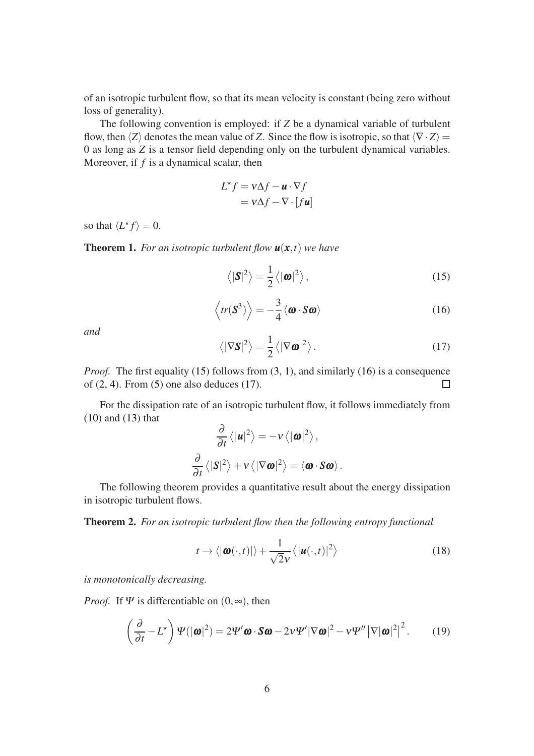of an isotropic turbulent flow, so that its mean velocity is constant (being zero without loss of generality).

The following convention is employed: if $Z$ be a dynamical variable of turbulent flow, then $\langle Z\rangle$ denotes the mean value of $Z$. Since the flow is isotropic, so that $\langle \nabla\cdot Z\rangle = 0$ as long as $Z$ is a tensor field depending only on the turbulent dynamical variables. Moreover, if $f$ is a dynamical scalar, then

$$\begin{aligned} L^{\star} f &= \nu\Delta f - \boldsymbol{u}\cdot\nabla f \\ &= \nu\Delta f - \nabla\cdot[f\boldsymbol{u}] \end{aligned}$$

so that $\langle L^{\star} f\rangle = 0$.

**Theorem 1.** *For an isotropic turbulent flow $\boldsymbol{u}(\boldsymbol{x},t)$ we have*

$$\left\langle |\boldsymbol{S}|^2\right\rangle = \frac{1}{2}\left\langle |\boldsymbol{\omega}|^2\right\rangle, \tag{15}$$

$$\left\langle tr(\boldsymbol{S}^3)\right\rangle = -\frac{3}{4}\left\langle \boldsymbol{\omega}\cdot\boldsymbol{S}\boldsymbol{\omega}\right\rangle \tag{16}$$

*and*

$$\left\langle |\nabla\boldsymbol{S}|^2\right\rangle = \frac{1}{2}\left\langle |\nabla\boldsymbol{\omega}|^2\right\rangle. \tag{17}$$

*Proof.* The first equality (15) follows from (3, 1), and similarly (16) is a consequence of (2, 4). From (5) one also deduces (17). $\square$

For the dissipation rate of an isotropic turbulent flow, it follows immediately from (10) and (13) that

$$\frac{\partial}{\partial t}\left\langle |\boldsymbol{u}|^2\right\rangle = -\nu\left\langle |\boldsymbol{\omega}|^2\right\rangle,$$

$$\frac{\partial}{\partial t}\left\langle |\boldsymbol{S}|^2\right\rangle + \nu\left\langle |\nabla\boldsymbol{\omega}|^2\right\rangle = \left\langle \boldsymbol{\omega}\cdot\boldsymbol{S}\boldsymbol{\omega}\right\rangle.$$

The following theorem provides a quantitative result about the energy dissipation in isotropic turbulent flows.

**Theorem 2.** *For an isotropic turbulent flow then the following entropy functional*

$$t \to \left\langle |\boldsymbol{\omega}(\cdot,t)|\right\rangle + \frac{1}{\sqrt{2}\nu}\left\langle |\boldsymbol{u}(\cdot,t)|^2\right\rangle \tag{18}$$

*is monotonically decreasing.*

*Proof.* If $\Psi$ is differentiable on $(0,\infty)$, then

$$\left(\frac{\partial}{\partial t} - L^{\star}\right)\Psi(|\boldsymbol{\omega}|^2) = 2\Psi'\boldsymbol{\omega}\cdot\boldsymbol{S}\boldsymbol{\omega} - 2\nu\Psi'|\nabla\boldsymbol{\omega}|^2 - \nu\Psi''\left|\nabla|\boldsymbol{\omega}|^2\right|^2. \tag{19}$$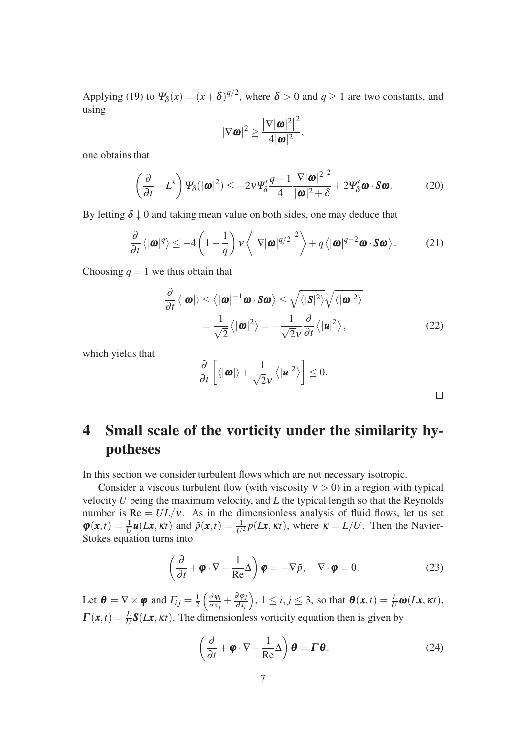Applying (19) to $\Psi_\delta(x) = (x+\delta)^{q/2}$, where $\delta > 0$ and $q \geq 1$ are two constants, and using

$$|\nabla \boldsymbol{\omega}|^2 \geq \frac{\left|\nabla |\boldsymbol{\omega}|^2\right|^2}{4|\boldsymbol{\omega}|^2},$$

one obtains that

$$\left(\frac{\partial}{\partial t} - L^\star\right) \Psi_\delta(|\boldsymbol{\omega}|^2) \leq -2\nu \Psi_\delta' \frac{q-1}{4} \frac{\left|\nabla |\boldsymbol{\omega}|^2\right|^2}{|\boldsymbol{\omega}|^2 + \delta} + 2\Psi_\delta' \boldsymbol{\omega} \cdot \boldsymbol{S\omega}. \tag{20}$$

By letting $\delta \downarrow 0$ and taking mean value on both sides, one may deduce that

$$\frac{\partial}{\partial t} \langle |\boldsymbol{\omega}|^q \rangle \leq -4\left(1 - \frac{1}{q}\right) \nu \left\langle \left|\nabla |\boldsymbol{\omega}|^{q/2}\right|^2 \right\rangle + q \left\langle |\boldsymbol{\omega}|^{q-2} \boldsymbol{\omega} \cdot \boldsymbol{S\omega} \right\rangle. \tag{21}$$

Choosing $q = 1$ we thus obtain that

$$\begin{aligned} \frac{\partial}{\partial t} \langle |\boldsymbol{\omega}| \rangle &\leq \left\langle |\boldsymbol{\omega}|^{-1} \boldsymbol{\omega} \cdot \boldsymbol{S\omega} \right\rangle \leq \sqrt{\langle |\boldsymbol{S}|^2 \rangle} \sqrt{\langle |\boldsymbol{\omega}|^2 \rangle} \\ &= \frac{1}{\sqrt{2}} \left\langle |\boldsymbol{\omega}|^2 \right\rangle = -\frac{1}{\sqrt{2}\nu} \frac{\partial}{\partial t} \left\langle |\boldsymbol{u}|^2 \right\rangle, \end{aligned} \tag{22}$$

which yields that

$$\frac{\partial}{\partial t} \left[ \langle |\boldsymbol{\omega}| \rangle + \frac{1}{\sqrt{2}\nu} \left\langle |\boldsymbol{u}|^2 \right\rangle \right] \leq 0.$$

□

# 4 Small scale of the vorticity under the similarity hypotheses

In this section we consider turbulent flows which are not necessary isotropic.

Consider a viscous turbulent flow (with viscosity $\nu > 0$) in a region with typical velocity $U$ being the maximum velocity, and $L$ the typical length so that the Reynolds number is $\mathrm{Re} = UL/\nu$. As in the dimensionless analysis of fluid flows, let us set $\boldsymbol{\varphi}(\boldsymbol{x},t) = \frac{1}{U}\boldsymbol{u}(L\boldsymbol{x}, \kappa t)$ and $\tilde{p}(\boldsymbol{x},t) = \frac{1}{U^2} p(L\boldsymbol{x}, \kappa t)$, where $\kappa = L/U$. Then the Navier-Stokes equation turns into

$$\left(\frac{\partial}{\partial t} + \boldsymbol{\varphi} \cdot \nabla - \frac{1}{\mathrm{Re}} \Delta\right) \boldsymbol{\varphi} = -\nabla \tilde{p}, \quad \nabla \cdot \boldsymbol{\varphi} = 0. \tag{23}$$

Let $\boldsymbol{\theta} = \nabla \times \boldsymbol{\varphi}$ and $\Gamma_{ij} = \frac{1}{2}\left(\frac{\partial \varphi_i}{\partial x_j} + \frac{\partial \varphi_j}{\partial x_i}\right)$, $1 \leq i, j \leq 3$, so that $\boldsymbol{\theta}(\boldsymbol{x},t) = \frac{L}{U}\boldsymbol{\omega}(L\boldsymbol{x}, \kappa t)$, $\boldsymbol{\Gamma}(\boldsymbol{x},t) = \frac{L}{U}\boldsymbol{S}(L\boldsymbol{x}, \kappa t)$. The dimensionless vorticity equation then is given by

$$\left(\frac{\partial}{\partial t} + \boldsymbol{\varphi} \cdot \nabla - \frac{1}{\mathrm{Re}} \Delta\right) \boldsymbol{\theta} = \boldsymbol{\Gamma\theta}. \tag{24}$$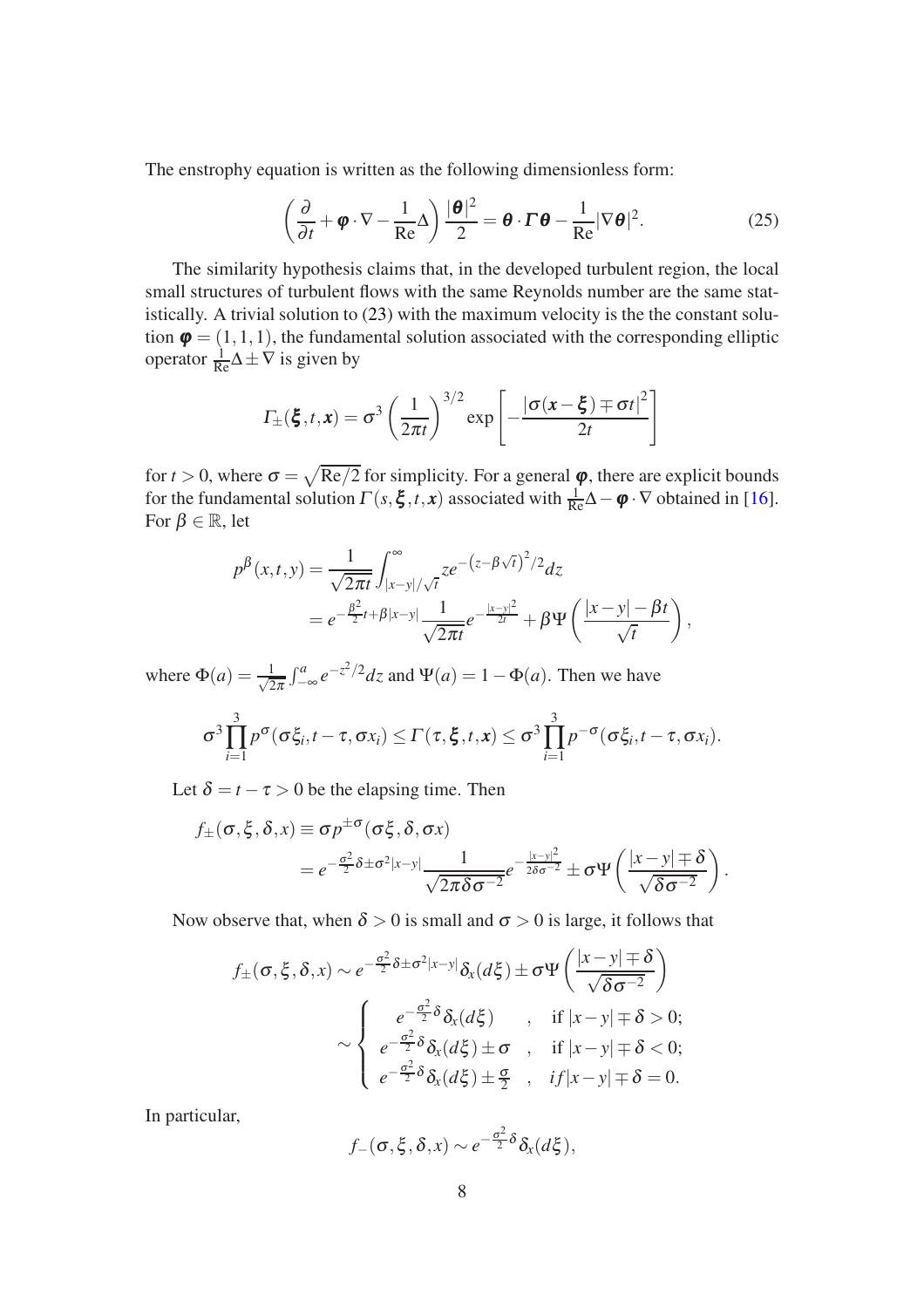The enstrophy equation is written as the following dimensionless form:

$$\left(\frac{\partial}{\partial t}+\boldsymbol{\varphi}\cdot\nabla-\frac{1}{\mathrm{Re}}\Delta\right)\frac{|\boldsymbol{\theta}|^2}{2}=\boldsymbol{\theta}\cdot\boldsymbol{\Gamma}\boldsymbol{\theta}-\frac{1}{\mathrm{Re}}|\nabla\boldsymbol{\theta}|^2. \tag{25}$$

The similarity hypothesis claims that, in the developed turbulent region, the local small structures of turbulent flows with the same Reynolds number are the same statistically. A trivial solution to (23) with the maximum velocity is the the constant solution $\boldsymbol{\varphi}=(1,1,1)$, the fundamental solution associated with the corresponding elliptic operator $\frac{1}{\mathrm{Re}}\Delta\pm\nabla$ is given by

$$\Gamma_{\pm}(\boldsymbol{\xi},t,\boldsymbol{x})=\sigma^3\left(\frac{1}{2\pi t}\right)^{3/2}\exp\left[-\frac{\left|\sigma(\boldsymbol{x}-\boldsymbol{\xi})\mp\sigma t\right|^2}{2t}\right]$$

for $t>0$, where $\sigma=\sqrt{\mathrm{Re}/2}$ for simplicity. For a general $\boldsymbol{\varphi}$, there are explicit bounds for the fundamental solution $\Gamma(s,\boldsymbol{\xi},t,\boldsymbol{x})$ associated with $\frac{1}{\mathrm{Re}}\Delta-\boldsymbol{\varphi}\cdot\nabla$ obtained in [16]. For $\beta\in\mathbb{R}$, let

$$\begin{aligned}p^{\beta}(x,t,y)&=\frac{1}{\sqrt{2\pi t}}\int_{|x-y|/\sqrt{t}}^{\infty}ze^{-\left(z-\beta\sqrt{t}\right)^2/2}dz\\&=e^{-\frac{\beta^2}{2}t+\beta|x-y|}\frac{1}{\sqrt{2\pi t}}e^{-\frac{|x-y|^2}{2t}}+\beta\Psi\left(\frac{|x-y|-\beta t}{\sqrt{t}}\right),\end{aligned}$$

where $\Phi(a)=\frac{1}{\sqrt{2\pi}}\int_{-\infty}^{a}e^{-z^2/2}dz$ and $\Psi(a)=1-\Phi(a)$. Then we have

$$\sigma^3\prod_{i=1}^{3}p^{\sigma}(\sigma\xi_i,t-\tau,\sigma x_i)\leq\Gamma(\tau,\boldsymbol{\xi},t,\boldsymbol{x})\leq\sigma^3\prod_{i=1}^{3}p^{-\sigma}(\sigma\xi_i,t-\tau,\sigma x_i).$$

Let $\delta=t-\tau>0$ be the elapsing time. Then

$$\begin{aligned}f_{\pm}(\sigma,\xi,\delta,x)&\equiv\sigma p^{\pm\sigma}(\sigma\xi,\delta,\sigma x)\\&=e^{-\frac{\sigma^2}{2}\delta\pm\sigma^2|x-y|}\frac{1}{\sqrt{2\pi\delta\sigma^{-2}}}e^{-\frac{|x-y|^2}{2\delta\sigma^{-2}}}\pm\sigma\Psi\left(\frac{|x-y|\mp\delta}{\sqrt{\delta\sigma^{-2}}}\right).\end{aligned}$$

Now observe that, when $\delta>0$ is small and $\sigma>0$ is large, it follows that

$$\begin{aligned}f_{\pm}(\sigma,\xi,\delta,x)&\sim e^{-\frac{\sigma^2}{2}\delta\pm\sigma^2|x-y|}\delta_x(d\xi)\pm\sigma\Psi\left(\frac{|x-y|\mp\delta}{\sqrt{\delta\sigma^{-2}}}\right)\\&\sim\begin{cases}e^{-\frac{\sigma^2}{2}\delta}\delta_x(d\xi) & , \quad \text{if } |x-y|\mp\delta>0;\\ e^{-\frac{\sigma^2}{2}\delta}\delta_x(d\xi)\pm\sigma & , \quad \text{if } |x-y|\mp\delta<0;\\ e^{-\frac{\sigma^2}{2}\delta}\delta_x(d\xi)\pm\frac{\sigma}{2} & , \quad if |x-y|\mp\delta=0.\end{cases}\end{aligned}$$

In particular,

$$f_{-}(\sigma,\xi,\delta,x)\sim e^{-\frac{\sigma^2}{2}\delta}\delta_x(d\xi),$$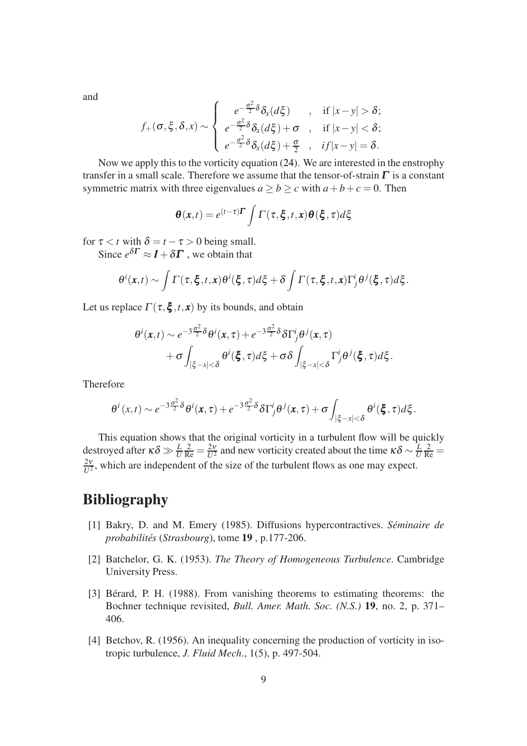and

$$
f_+(\sigma,\xi,\delta,x) \sim \begin{cases} e^{-\frac{\sigma^2}{2}\delta}\delta_x(d\xi) & , \quad \text{if } |x-y|>\delta; \\ e^{-\frac{\sigma^2}{2}\delta}\delta_x(d\xi)+\sigma & , \quad \text{if } |x-y|<\delta; \\ e^{-\frac{\sigma^2}{2}\delta}\delta_x(d\xi)+\frac{\sigma}{2} & , \quad if|x-y|=\delta. \end{cases}
$$

Now we apply this to the vorticity equation (24). We are interested in the enstrophy transfer in a small scale. Therefore we assume that the tensor-of-strain $\boldsymbol{\Gamma}$ is a constant symmetric matrix with three eigenvalues $a \geq b \geq c$ with $a+b+c=0$. Then

$$
\boldsymbol{\theta}(\boldsymbol{x},t) = e^{(t-\tau)\boldsymbol{\Gamma}} \int \Gamma(\tau,\boldsymbol{\xi},t,\boldsymbol{x})\boldsymbol{\theta}(\boldsymbol{\xi},\tau)d\xi
$$

for $\tau < t$ with $\delta = t-\tau > 0$ being small.

Since $e^{\delta\boldsymbol{\Gamma}} \approx \boldsymbol{I}+\delta\boldsymbol{\Gamma}$ , we obtain that

$$
\theta^i(\boldsymbol{x},t) \sim \int \Gamma(\tau,\boldsymbol{\xi},t,\boldsymbol{x})\theta^i(\boldsymbol{\xi},\tau)d\xi + \delta\int \Gamma(\tau,\boldsymbol{\xi},t,\boldsymbol{x})\Gamma^i_j\theta^j(\boldsymbol{\xi},\tau)d\xi.
$$

Let us replace $\Gamma(\tau,\boldsymbol{\xi},t,\boldsymbol{x})$ by its bounds, and obtain

$$
\begin{aligned}
\theta^i(\boldsymbol{x},t) \sim\ & e^{-3\frac{\sigma^2}{2}\delta}\theta^i(\boldsymbol{x},\tau) + e^{-3\frac{\sigma^2}{2}\delta}\delta\Gamma^i_j\theta^j(\boldsymbol{x},\tau) \\
& + \sigma\int_{|\xi-x|<\delta}\theta^i(\boldsymbol{\xi},\tau)d\xi + \sigma\delta\int_{|\xi-x|<\delta}\Gamma^i_j\theta^j(\boldsymbol{\xi},\tau)d\xi.
\end{aligned}
$$

Therefore

$$
\theta^i(x,t) \sim e^{-3\frac{\sigma^2}{2}\delta}\theta^i(\boldsymbol{x},\tau) + e^{-3\frac{\sigma^2}{2}\delta}\delta\Gamma^i_j\theta^j(\boldsymbol{x},\tau) + \sigma\int_{|\xi-x|<\delta}\theta^i(\boldsymbol{\xi},\tau)d\xi.
$$

This equation shows that the original vorticity in a turbulent flow will be quickly destroyed after $\kappa\delta \gg \frac{L}{U}\frac{2}{\text{Re}} = \frac{2\nu}{U^2}$ and new vorticity created about the time $\kappa\delta \sim \frac{L}{U}\frac{2}{\text{Re}} = \frac{2\nu}{U^2}$, which are independent of the size of the turbulent flows as one may expect.

# Bibliography

[1] Bakry, D. and M. Emery (1985). Diffusions hypercontractives. *Séminaire de probabilités* (*Strasbourg*), tome **19** , p.177-206.

[2] Batchelor, G. K. (1953). *The Theory of Homogeneous Turbulence*. Cambridge University Press.

[3] Bérard, P. H. (1988). From vanishing theorems to estimating theorems: the Bochner technique revisited, *Bull. Amer. Math. Soc. (N.S.)* **19**, no. 2, p. 371–406.

[4] Betchov, R. (1956). An inequality concerning the production of vorticity in isotropic turbulence, *J. Fluid Mech*., 1(5), p. 497-504.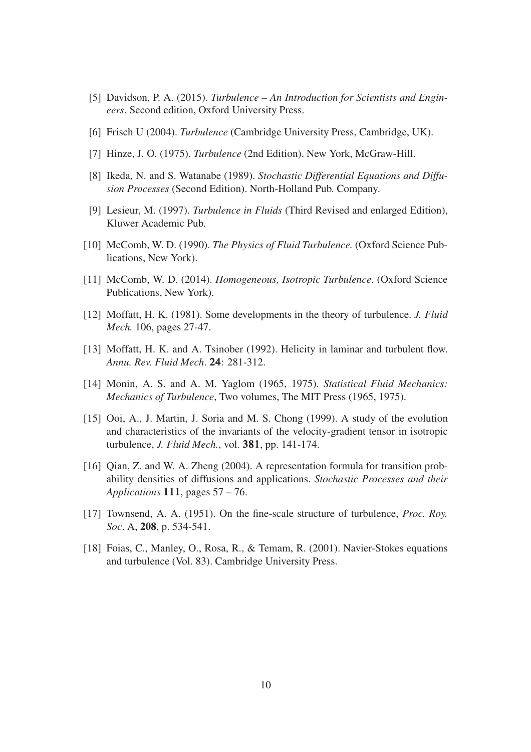[5] Davidson, P. A. (2015). *Turbulence – An Introduction for Scientists and Engineers*. Second edition, Oxford University Press.

[6] Frisch U (2004). *Turbulence* (Cambridge University Press, Cambridge, UK).

[7] Hinze, J. O. (1975). *Turbulence* (2nd Edition). New York, McGraw-Hill.

[8] Ikeda, N. and S. Watanabe (1989). *Stochastic Differential Equations and Diffusion Processes* (Second Edition). North-Holland Pub. Company.

[9] Lesieur, M. (1997). *Turbulence in Fluids* (Third Revised and enlarged Edition), Kluwer Academic Pub.

[10] McComb, W. D. (1990). *The Physics of Fluid Turbulence.* (Oxford Science Publications, New York).

[11] McComb, W. D. (2014). *Homogeneous, Isotropic Turbulence*. (Oxford Science Publications, New York).

[12] Moffatt, H. K. (1981). Some developments in the theory of turbulence. *J. Fluid Mech.* 106, pages 27-47.

[13] Moffatt, H. K. and A. Tsinober (1992). Helicity in laminar and turbulent flow. *Annu. Rev. Fluid Mech*. **24**: 281-312.

[14] Monin, A. S. and A. M. Yaglom (1965, 1975). *Statistical Fluid Mechanics: Mechanics of Turbulence*, Two volumes, The MIT Press (1965, 1975).

[15] Ooi, A., J. Martin, J. Soria and M. S. Chong (1999). A study of the evolution and characteristics of the invariants of the velocity-gradient tensor in isotropic turbulence, *J. Fluid Mech.*, vol. **381**, pp. 141-174.

[16] Qian, Z. and W. A. Zheng (2004). A representation formula for transition probability densities of diffusions and applications. *Stochastic Processes and their Applications* **111**, pages 57 – 76.

[17] Townsend, A. A. (1951). On the fine-scale structure of turbulence, *Proc. Roy. Soc*. A, **208**, p. 534-541.

[18] Foias, C., Manley, O., Rosa, R., & Temam, R. (2001). Navier-Stokes equations and turbulence (Vol. 83). Cambridge University Press.